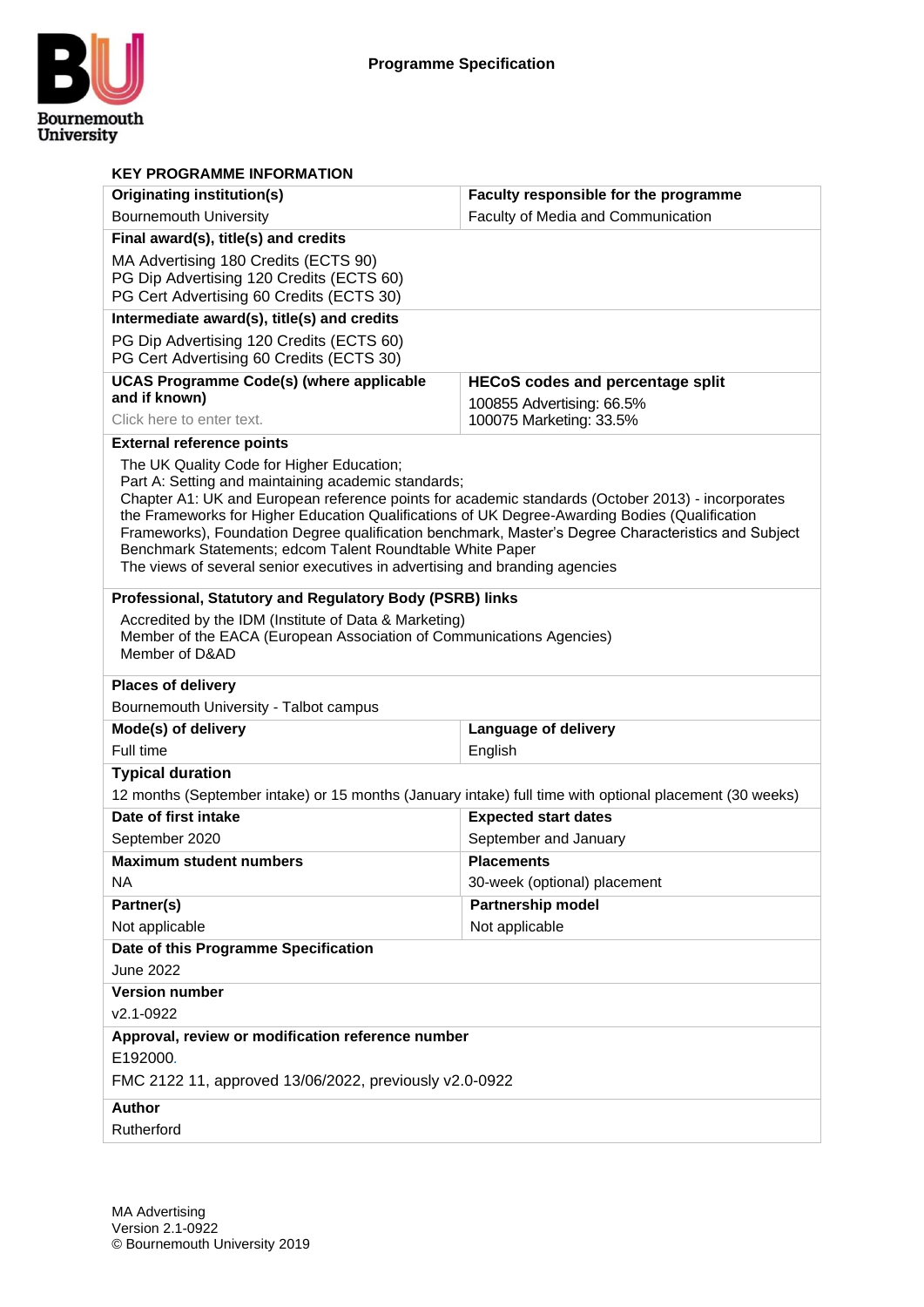# Programme Specification

## KEY PROGRAMME INFORMATION

| Originating institution(s) | Faculty responsible for the programme |
|---|---|
| Bournemouth University | Faculty of Media and Communication |

**Final award(s), title(s) and credits**

MA Advertising 180 Credits (ECTS 90)
PG Dip Advertising 120 Credits (ECTS 60)
PG Cert Advertising 60 Credits (ECTS 30)

**Intermediate award(s), title(s) and credits**

PG Dip Advertising 120 Credits (ECTS 60)
PG Cert Advertising 60 Credits (ECTS 30)

| UCAS Programme Code(s) (where applicable and if known) | HECoS codes and percentage split |
|---|---|
| Click here to enter text. | 100855 Advertising: 66.5%<br>100075 Marketing: 33.5% |

**External reference points**

The UK Quality Code for Higher Education;
Part A: Setting and maintaining academic standards;
Chapter A1: UK and European reference points for academic standards (October 2013) - incorporates the Frameworks for Higher Education Qualifications of UK Degree-Awarding Bodies (Qualification Frameworks), Foundation Degree qualification benchmark, Master's Degree Characteristics and Subject Benchmark Statements; edcom Talent Roundtable White Paper
The views of several senior executives in advertising and branding agencies

**Professional, Statutory and Regulatory Body (PSRB) links**

Accredited by the IDM (Institute of Data & Marketing)
Member of the EACA (European Association of Communications Agencies)
Member of D&AD

**Places of delivery**

Bournemouth University - Talbot campus

| Mode(s) of delivery | Language of delivery |
|---|---|
| Full time | English |

**Typical duration**

12 months (September intake) or 15 months (January intake) full time with optional placement (30 weeks)

| Date of first intake | Expected start dates |
|---|---|
| September 2020 | September and January |
| **Maximum student numbers** | **Placements** |
| NA | 30-week (optional) placement |
| **Partner(s)** | **Partnership model** |
| Not applicable | Not applicable |

**Date of this Programme Specification**

June 2022

**Version number**

v2.1-0922

**Approval, review or modification reference number**

E192000.

FMC 2122 11, approved 13/06/2022, previously v2.0-0922

**Author**

Rutherford

MA Advertising
Version 2.1-0922
© Bournemouth University 2019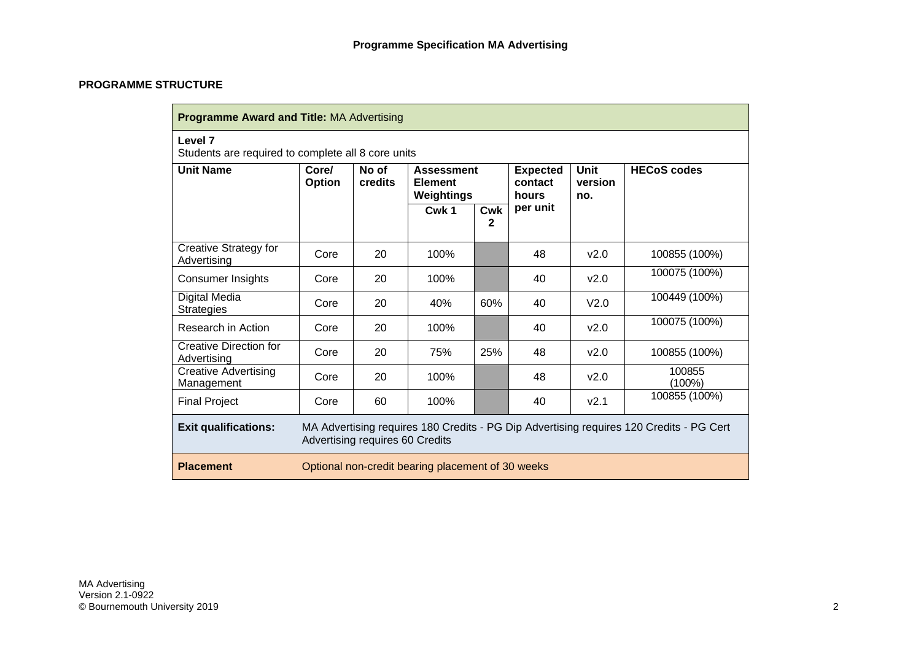## PROGRAMME STRUCTURE

| **Programme Award and Title:** MA Advertising | | | | | | | |
|---|---|---|---|---|---|---|---|
| **Level 7**<br>Students are required to complete all 8 core units | | | | | | | |
| **Unit Name** | **Core/ Option** | **No of credits** | **Assessment Element Weightings** | | **Expected contact hours per unit** | **Unit version no.** | **HECoS codes** |
| | | | **Cwk 1** | **Cwk 2** | | | |
| Creative Strategy for Advertising | Core | 20 | 100% | | 48 | v2.0 | 100855 (100%) |
| Consumer Insights | Core | 20 | 100% | | 40 | v2.0 | 100075 (100%) |
| Digital Media Strategies | Core | 20 | 40% | 60% | 40 | V2.0 | 100449 (100%) |
| Research in Action | Core | 20 | 100% | | 40 | v2.0 | 100075 (100%) |
| Creative Direction for Advertising | Core | 20 | 75% | 25% | 48 | v2.0 | 100855 (100%) |
| Creative Advertising Management | Core | 20 | 100% | | 48 | v2.0 | 100855 (100%) |
| Final Project | Core | 60 | 100% | | 40 | v2.1 | 100855 (100%) |
| **Exit qualifications:** | MA Advertising requires 180 Credits - PG Dip Advertising requires 120 Credits - PG Cert Advertising requires 60 Credits | | | | | | |
| **Placement** | Optional non-credit bearing placement of 30 weeks | | | | | | |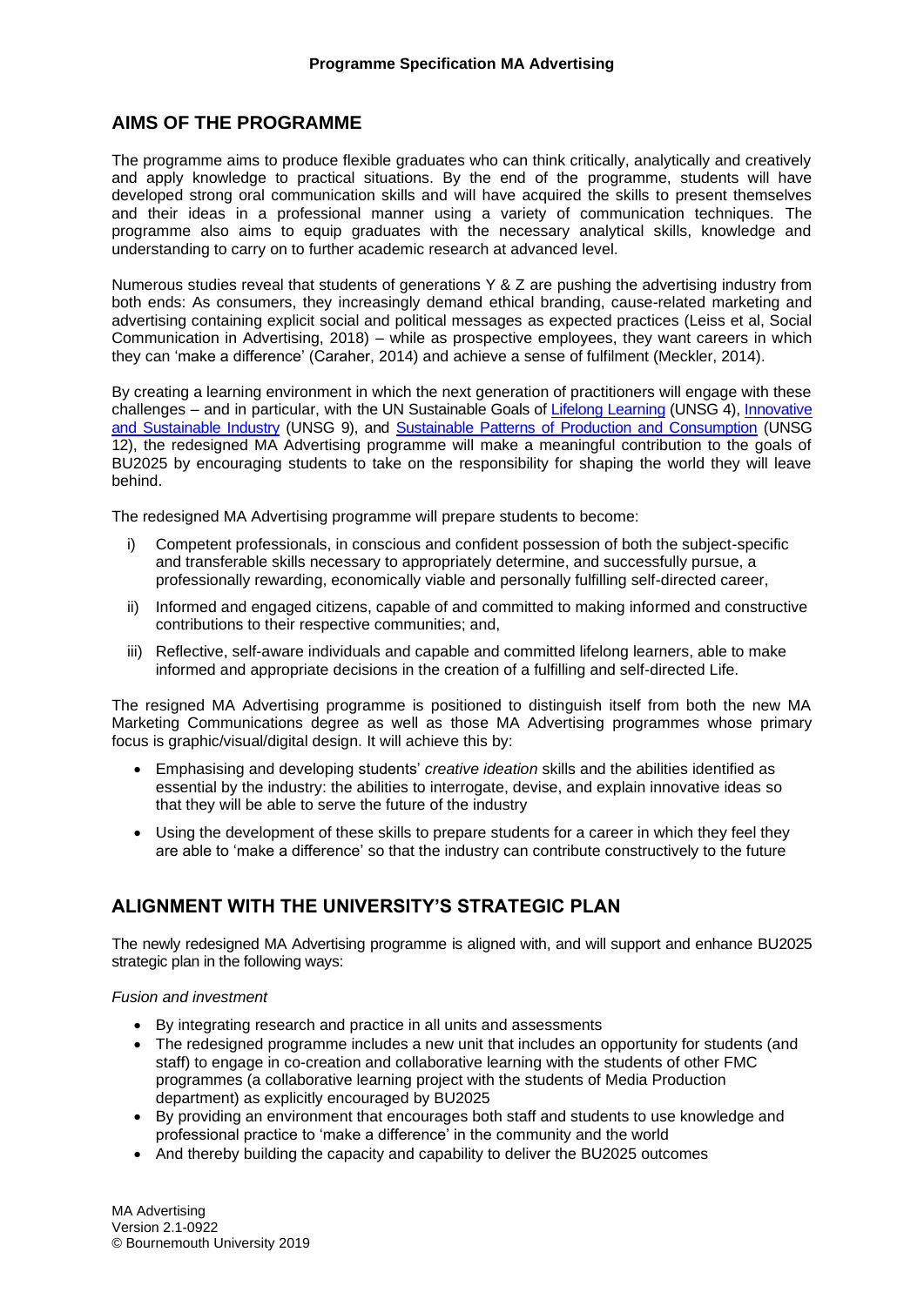## AIMS OF THE PROGRAMME

The programme aims to produce flexible graduates who can think critically, analytically and creatively and apply knowledge to practical situations. By the end of the programme, students will have developed strong oral communication skills and will have acquired the skills to present themselves and their ideas in a professional manner using a variety of communication techniques. The programme also aims to equip graduates with the necessary analytical skills, knowledge and understanding to carry on to further academic research at advanced level.

Numerous studies reveal that students of generations Y & Z are pushing the advertising industry from both ends: As consumers, they increasingly demand ethical branding, cause-related marketing and advertising containing explicit social and political messages as expected practices (Leiss et al, Social Communication in Advertising, 2018) – while as prospective employees, they want careers in which they can 'make a difference' (Caraher, 2014) and achieve a sense of fulfilment (Meckler, 2014).

By creating a learning environment in which the next generation of practitioners will engage with these challenges – and in particular, with the UN Sustainable Goals of Lifelong Learning (UNSG 4), Innovative and Sustainable Industry (UNSG 9), and Sustainable Patterns of Production and Consumption (UNSG 12), the redesigned MA Advertising programme will make a meaningful contribution to the goals of BU2025 by encouraging students to take on the responsibility for shaping the world they will leave behind.

The redesigned MA Advertising programme will prepare students to become:

i) Competent professionals, in conscious and confident possession of both the subject-specific and transferable skills necessary to appropriately determine, and successfully pursue, a professionally rewarding, economically viable and personally fulfilling self-directed career,

ii) Informed and engaged citizens, capable of and committed to making informed and constructive contributions to their respective communities; and,

iii) Reflective, self-aware individuals and capable and committed lifelong learners, able to make informed and appropriate decisions in the creation of a fulfilling and self-directed Life.

The resigned MA Advertising programme is positioned to distinguish itself from both the new MA Marketing Communications degree as well as those MA Advertising programmes whose primary focus is graphic/visual/digital design. It will achieve this by:

- Emphasising and developing students' *creative ideation* skills and the abilities identified as essential by the industry: the abilities to interrogate, devise, and explain innovative ideas so that they will be able to serve the future of the industry
- Using the development of these skills to prepare students for a career in which they feel they are able to 'make a difference' so that the industry can contribute constructively to the future

## ALIGNMENT WITH THE UNIVERSITY'S STRATEGIC PLAN

The newly redesigned MA Advertising programme is aligned with, and will support and enhance BU2025 strategic plan in the following ways:

*Fusion and investment*

- By integrating research and practice in all units and assessments
- The redesigned programme includes a new unit that includes an opportunity for students (and staff) to engage in co-creation and collaborative learning with the students of other FMC programmes (a collaborative learning project with the students of Media Production department) as explicitly encouraged by BU2025
- By providing an environment that encourages both staff and students to use knowledge and professional practice to 'make a difference' in the community and the world
- And thereby building the capacity and capability to deliver the BU2025 outcomes

MA Advertising
Version 2.1-0922
© Bournemouth University 2019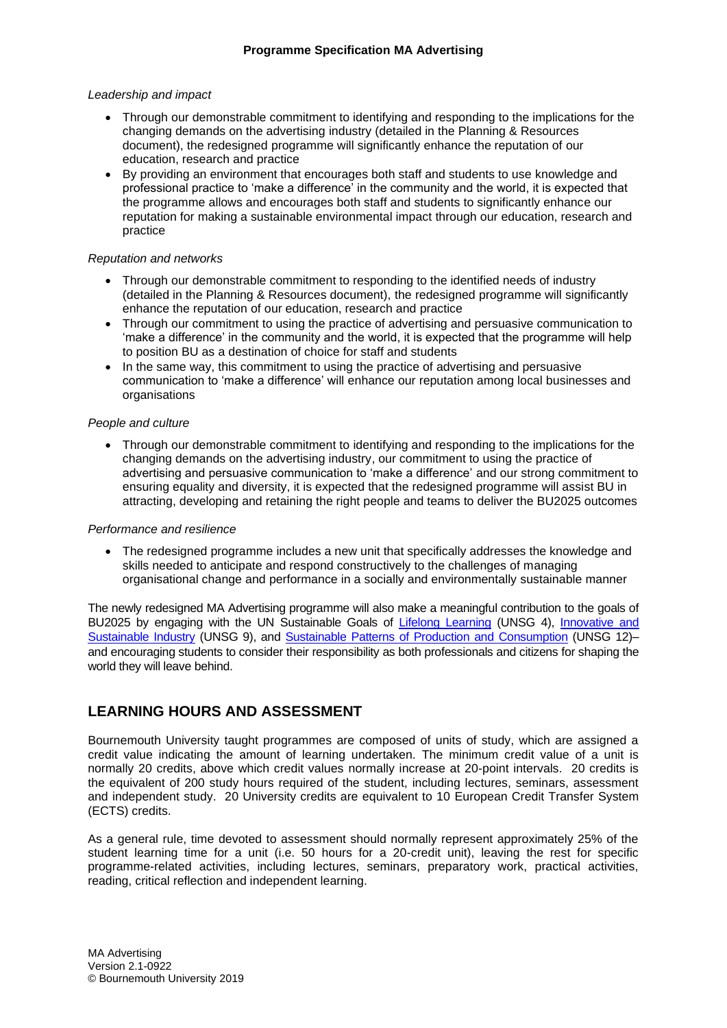*Leadership and impact*

- Through our demonstrable commitment to identifying and responding to the implications for the changing demands on the advertising industry (detailed in the Planning & Resources document), the redesigned programme will significantly enhance the reputation of our education, research and practice
- By providing an environment that encourages both staff and students to use knowledge and professional practice to 'make a difference' in the community and the world, it is expected that the programme allows and encourages both staff and students to significantly enhance our reputation for making a sustainable environmental impact through our education, research and practice

*Reputation and networks*

- Through our demonstrable commitment to responding to the identified needs of industry (detailed in the Planning & Resources document), the redesigned programme will significantly enhance the reputation of our education, research and practice
- Through our commitment to using the practice of advertising and persuasive communication to 'make a difference' in the community and the world, it is expected that the programme will help to position BU as a destination of choice for staff and students
- In the same way, this commitment to using the practice of advertising and persuasive communication to 'make a difference' will enhance our reputation among local businesses and organisations

*People and culture*

- Through our demonstrable commitment to identifying and responding to the implications for the changing demands on the advertising industry, our commitment to using the practice of advertising and persuasive communication to 'make a difference' and our strong commitment to ensuring equality and diversity, it is expected that the redesigned programme will assist BU in attracting, developing and retaining the right people and teams to deliver the BU2025 outcomes

*Performance and resilience*

- The redesigned programme includes a new unit that specifically addresses the knowledge and skills needed to anticipate and respond constructively to the challenges of managing organisational change and performance in a socially and environmentally sustainable manner

The newly redesigned MA Advertising programme will also make a meaningful contribution to the goals of BU2025 by engaging with the UN Sustainable Goals of Lifelong Learning (UNSG 4), Innovative and Sustainable Industry (UNSG 9), and Sustainable Patterns of Production and Consumption (UNSG 12)– and encouraging students to consider their responsibility as both professionals and citizens for shaping the world they will leave behind.

## LEARNING HOURS AND ASSESSMENT

Bournemouth University taught programmes are composed of units of study, which are assigned a credit value indicating the amount of learning undertaken. The minimum credit value of a unit is normally 20 credits, above which credit values normally increase at 20-point intervals. 20 credits is the equivalent of 200 study hours required of the student, including lectures, seminars, assessment and independent study. 20 University credits are equivalent to 10 European Credit Transfer System (ECTS) credits.

As a general rule, time devoted to assessment should normally represent approximately 25% of the student learning time for a unit (i.e. 50 hours for a 20-credit unit), leaving the rest for specific programme-related activities, including lectures, seminars, preparatory work, practical activities, reading, critical reflection and independent learning.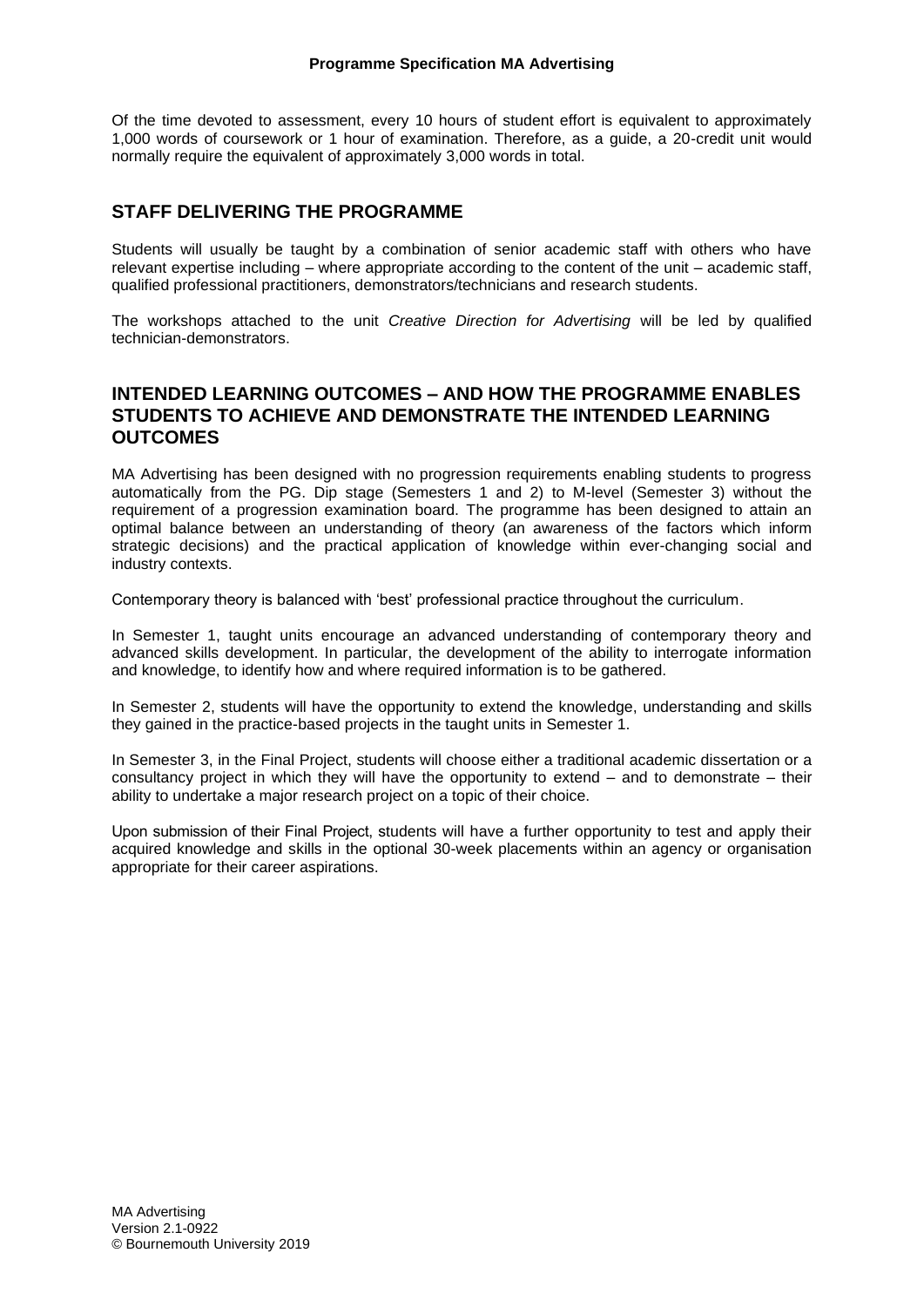Of the time devoted to assessment, every 10 hours of student effort is equivalent to approximately 1,000 words of coursework or 1 hour of examination. Therefore, as a guide, a 20-credit unit would normally require the equivalent of approximately 3,000 words in total.

## STAFF DELIVERING THE PROGRAMME

Students will usually be taught by a combination of senior academic staff with others who have relevant expertise including – where appropriate according to the content of the unit – academic staff, qualified professional practitioners, demonstrators/technicians and research students.

The workshops attached to the unit *Creative Direction for Advertising* will be led by qualified technician-demonstrators.

## INTENDED LEARNING OUTCOMES – AND HOW THE PROGRAMME ENABLES STUDENTS TO ACHIEVE AND DEMONSTRATE THE INTENDED LEARNING OUTCOMES

MA Advertising has been designed with no progression requirements enabling students to progress automatically from the PG. Dip stage (Semesters 1 and 2) to M-level (Semester 3) without the requirement of a progression examination board. The programme has been designed to attain an optimal balance between an understanding of theory (an awareness of the factors which inform strategic decisions) and the practical application of knowledge within ever-changing social and industry contexts.

Contemporary theory is balanced with 'best' professional practice throughout the curriculum.

In Semester 1, taught units encourage an advanced understanding of contemporary theory and advanced skills development. In particular, the development of the ability to interrogate information and knowledge, to identify how and where required information is to be gathered.

In Semester 2, students will have the opportunity to extend the knowledge, understanding and skills they gained in the practice-based projects in the taught units in Semester 1.

In Semester 3, in the Final Project, students will choose either a traditional academic dissertation or a consultancy project in which they will have the opportunity to extend – and to demonstrate – their ability to undertake a major research project on a topic of their choice.

Upon submission of their Final Project, students will have a further opportunity to test and apply their acquired knowledge and skills in the optional 30-week placements within an agency or organisation appropriate for their career aspirations.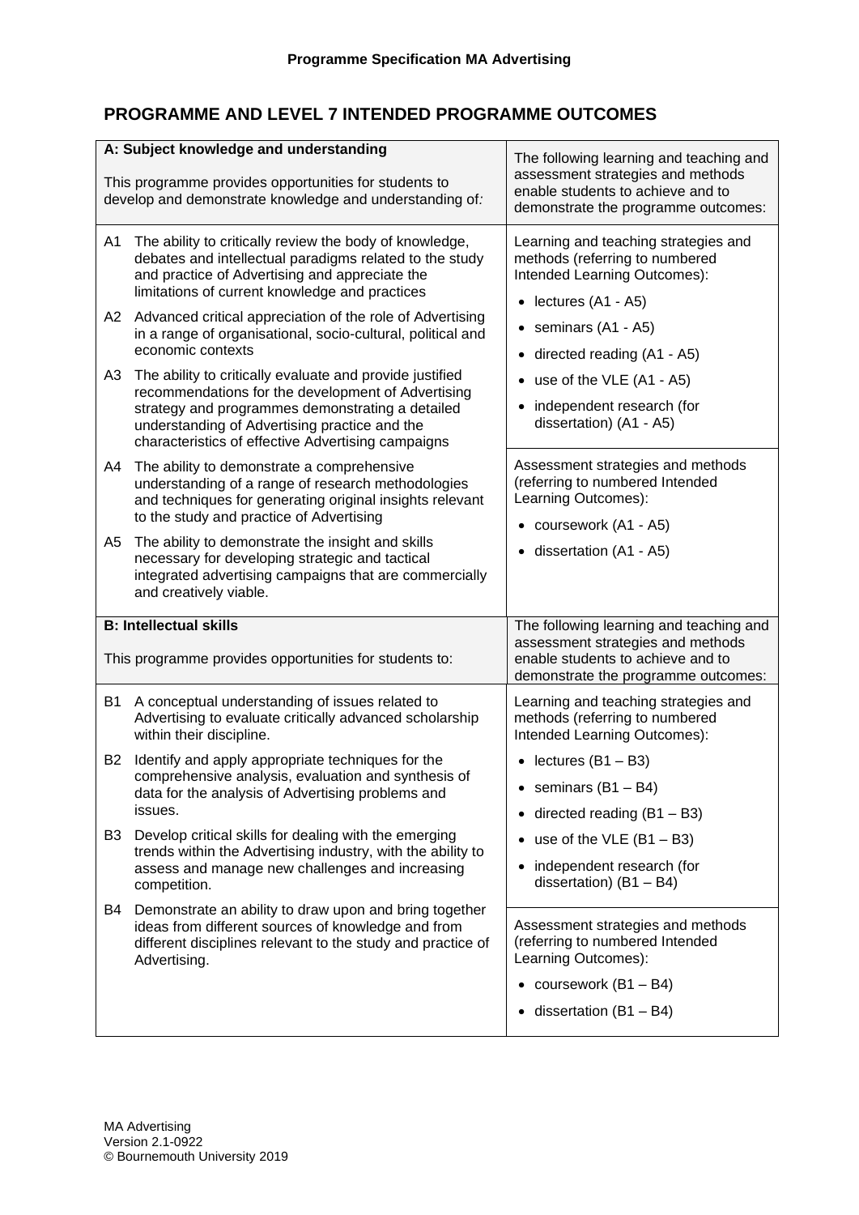## PROGRAMME AND LEVEL 7 INTENDED PROGRAMME OUTCOMES

| **A: Subject knowledge and understanding**<br><br>This programme provides opportunities for students to develop and demonstrate knowledge and understanding of: | The following learning and teaching and assessment strategies and methods enable students to achieve and to demonstrate the programme outcomes: |
|---|---|
| A1 The ability to critically review the body of knowledge, debates and intellectual paradigms related to the study and practice of Advertising and appreciate the limitations of current knowledge and practices<br><br>A2 Advanced critical appreciation of the role of Advertising in a range of organisational, socio-cultural, political and economic contexts<br><br>A3 The ability to critically evaluate and provide justified recommendations for the development of Advertising strategy and programmes demonstrating a detailed understanding of Advertising practice and the characteristics of effective Advertising campaigns<br><br>A4 The ability to demonstrate a comprehensive understanding of a range of research methodologies and techniques for generating original insights relevant to the study and practice of Advertising<br><br>A5 The ability to demonstrate the insight and skills necessary for developing strategic and tactical integrated advertising campaigns that are commercially and creatively viable. | Learning and teaching strategies and methods (referring to numbered Intended Learning Outcomes):<br><br>• lectures (A1 - A5)<br>• seminars (A1 - A5)<br>• directed reading (A1 - A5)<br>• use of the VLE (A1 - A5)<br>• independent research (for dissertation) (A1 - A5)<br><br>Assessment strategies and methods (referring to numbered Intended Learning Outcomes):<br><br>• coursework (A1 - A5)<br>• dissertation (A1 - A5) |
| **B: Intellectual skills**<br><br>This programme provides opportunities for students to: | The following learning and teaching and assessment strategies and methods enable students to achieve and to demonstrate the programme outcomes: |
| B1 A conceptual understanding of issues related to Advertising to evaluate critically advanced scholarship within their discipline.<br><br>B2 Identify and apply appropriate techniques for the comprehensive analysis, evaluation and synthesis of data for the analysis of Advertising problems and issues.<br><br>B3 Develop critical skills for dealing with the emerging trends within the Advertising industry, with the ability to assess and manage new challenges and increasing competition.<br><br>B4 Demonstrate an ability to draw upon and bring together ideas from different sources of knowledge and from different disciplines relevant to the study and practice of Advertising. | Learning and teaching strategies and methods (referring to numbered Intended Learning Outcomes):<br><br>• lectures (B1 – B3)<br>• seminars (B1 – B4)<br>• directed reading (B1 – B3)<br>• use of the VLE (B1 – B3)<br>• independent research (for dissertation) (B1 – B4)<br><br>Assessment strategies and methods (referring to numbered Intended Learning Outcomes):<br><br>• coursework (B1 – B4)<br>• dissertation (B1 – B4) |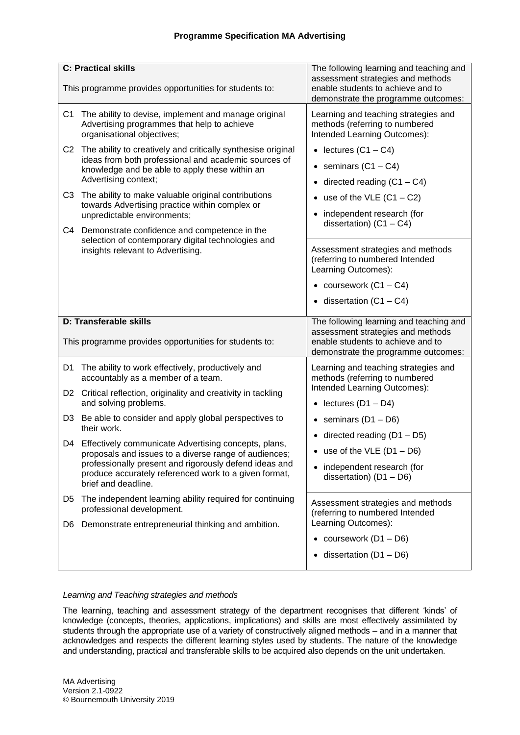| C: Practical skills<br><br>This programme provides opportunities for students to: | The following learning and teaching and assessment strategies and methods enable students to achieve and to demonstrate the programme outcomes: |
|---|---|
| C1 The ability to devise, implement and manage original Advertising programmes that help to achieve organisational objectives;<br><br>C2 The ability to creatively and critically synthesise original ideas from both professional and academic sources of knowledge and be able to apply these within an Advertising context;<br><br>C3 The ability to make valuable original contributions towards Advertising practice within complex or unpredictable environments;<br><br>C4 Demonstrate confidence and competence in the selection of contemporary digital technologies and insights relevant to Advertising. | Learning and teaching strategies and methods (referring to numbered Intended Learning Outcomes):<br><br>• lectures (C1 – C4)<br>• seminars (C1 – C4)<br>• directed reading (C1 – C4)<br>• use of the VLE (C1 – C2)<br>• independent research (for dissertation) (C1 – C4)<br><br>Assessment strategies and methods (referring to numbered Intended Learning Outcomes):<br><br>• coursework (C1 – C4)<br>• dissertation (C1 – C4) |

| D: Transferable skills<br><br>This programme provides opportunities for students to: | The following learning and teaching and assessment strategies and methods enable students to achieve and to demonstrate the programme outcomes: |
|---|---|
| D1 The ability to work effectively, productively and accountably as a member of a team.<br><br>D2 Critical reflection, originality and creativity in tackling and solving problems.<br><br>D3 Be able to consider and apply global perspectives to their work.<br><br>D4 Effectively communicate Advertising concepts, plans, proposals and issues to a diverse range of audiences; professionally present and rigorously defend ideas and produce accurately referenced work to a given format, brief and deadline.<br><br>D5 The independent learning ability required for continuing professional development.<br><br>D6 Demonstrate entrepreneurial thinking and ambition. | Learning and teaching strategies and methods (referring to numbered Intended Learning Outcomes):<br><br>• lectures (D1 – D4)<br>• seminars (D1 – D6)<br>• directed reading (D1 – D5)<br>• use of the VLE (D1 – D6)<br>• independent research (for dissertation) (D1 – D6)<br><br>Assessment strategies and methods (referring to numbered Intended Learning Outcomes):<br><br>• coursework (D1 – D6)<br>• dissertation (D1 – D6) |

*Learning and Teaching strategies and methods*

The learning, teaching and assessment strategy of the department recognises that different 'kinds' of knowledge (concepts, theories, applications, implications) and skills are most effectively assimilated by students through the appropriate use of a variety of constructively aligned methods – and in a manner that acknowledges and respects the different learning styles used by students. The nature of the knowledge and understanding, practical and transferable skills to be acquired also depends on the unit undertaken.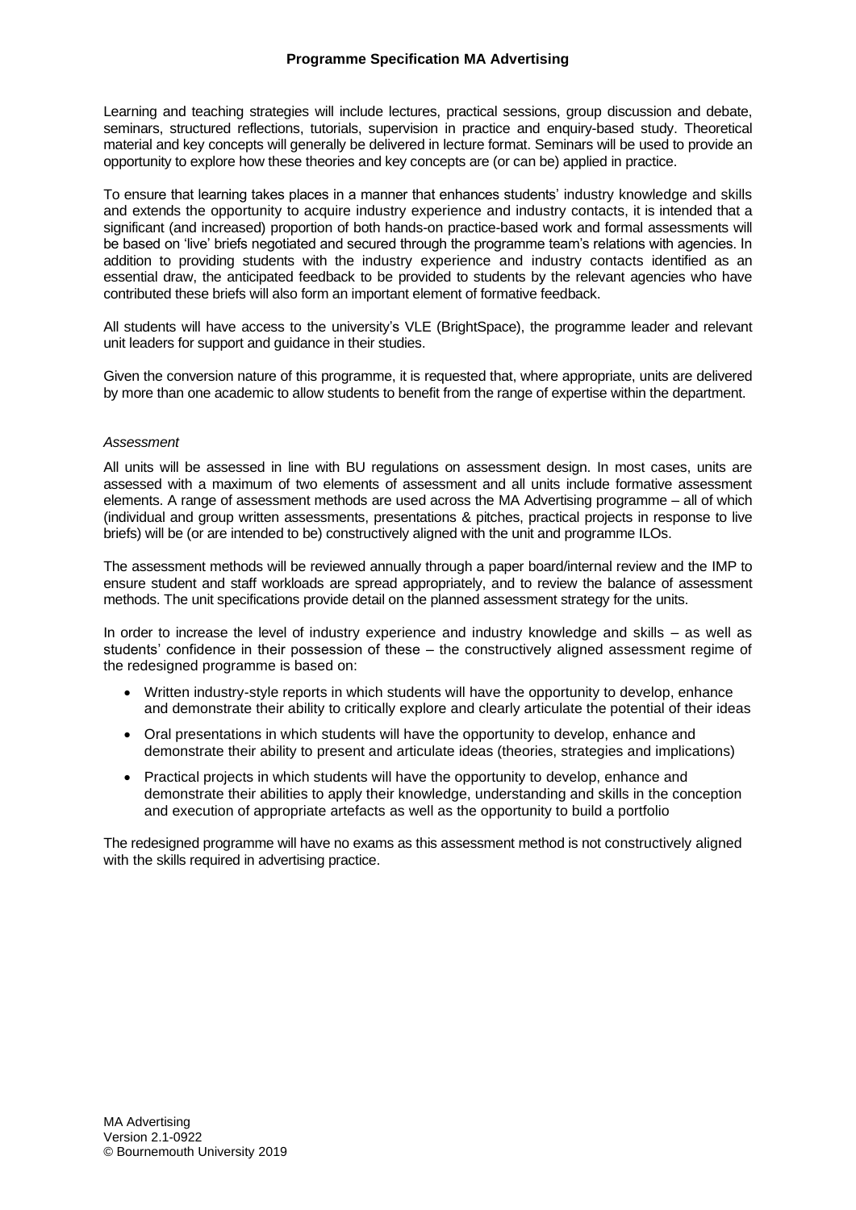Learning and teaching strategies will include lectures, practical sessions, group discussion and debate, seminars, structured reflections, tutorials, supervision in practice and enquiry-based study. Theoretical material and key concepts will generally be delivered in lecture format. Seminars will be used to provide an opportunity to explore how these theories and key concepts are (or can be) applied in practice.

To ensure that learning takes places in a manner that enhances students' industry knowledge and skills and extends the opportunity to acquire industry experience and industry contacts, it is intended that a significant (and increased) proportion of both hands-on practice-based work and formal assessments will be based on 'live' briefs negotiated and secured through the programme team's relations with agencies. In addition to providing students with the industry experience and industry contacts identified as an essential draw, the anticipated feedback to be provided to students by the relevant agencies who have contributed these briefs will also form an important element of formative feedback.

All students will have access to the university's VLE (BrightSpace), the programme leader and relevant unit leaders for support and guidance in their studies.

Given the conversion nature of this programme, it is requested that, where appropriate, units are delivered by more than one academic to allow students to benefit from the range of expertise within the department.

*Assessment*

All units will be assessed in line with BU regulations on assessment design. In most cases, units are assessed with a maximum of two elements of assessment and all units include formative assessment elements. A range of assessment methods are used across the MA Advertising programme – all of which (individual and group written assessments, presentations & pitches, practical projects in response to live briefs) will be (or are intended to be) constructively aligned with the unit and programme ILOs.

The assessment methods will be reviewed annually through a paper board/internal review and the IMP to ensure student and staff workloads are spread appropriately, and to review the balance of assessment methods. The unit specifications provide detail on the planned assessment strategy for the units.

In order to increase the level of industry experience and industry knowledge and skills – as well as students' confidence in their possession of these – the constructively aligned assessment regime of the redesigned programme is based on:

- Written industry-style reports in which students will have the opportunity to develop, enhance and demonstrate their ability to critically explore and clearly articulate the potential of their ideas
- Oral presentations in which students will have the opportunity to develop, enhance and demonstrate their ability to present and articulate ideas (theories, strategies and implications)
- Practical projects in which students will have the opportunity to develop, enhance and demonstrate their abilities to apply their knowledge, understanding and skills in the conception and execution of appropriate artefacts as well as the opportunity to build a portfolio

The redesigned programme will have no exams as this assessment method is not constructively aligned with the skills required in advertising practice.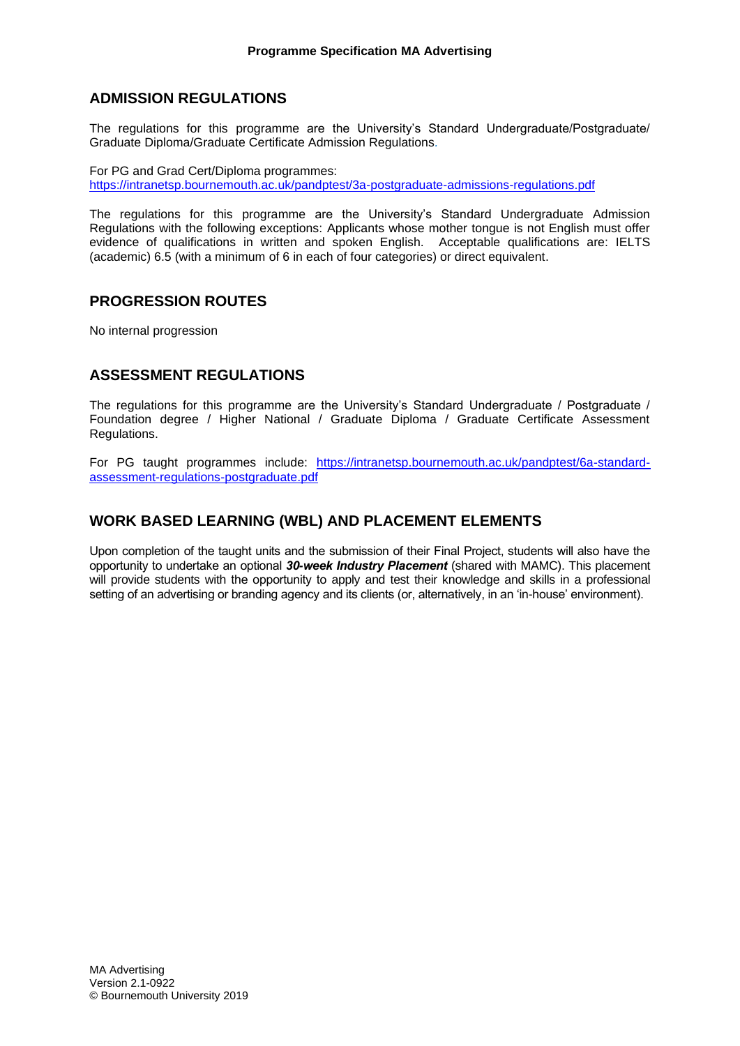## ADMISSION REGULATIONS

The regulations for this programme are the University's Standard Undergraduate/Postgraduate/ Graduate Diploma/Graduate Certificate Admission Regulations.

For PG and Grad Cert/Diploma programmes:
https://intranetsp.bournemouth.ac.uk/pandptest/3a-postgraduate-admissions-regulations.pdf

The regulations for this programme are the University's Standard Undergraduate Admission Regulations with the following exceptions: Applicants whose mother tongue is not English must offer evidence of qualifications in written and spoken English. Acceptable qualifications are: IELTS (academic) 6.5 (with a minimum of 6 in each of four categories) or direct equivalent.

## PROGRESSION ROUTES

No internal progression

## ASSESSMENT REGULATIONS

The regulations for this programme are the University's Standard Undergraduate / Postgraduate / Foundation degree / Higher National / Graduate Diploma / Graduate Certificate Assessment Regulations.

For PG taught programmes include: https://intranetsp.bournemouth.ac.uk/pandptest/6a-standard-assessment-regulations-postgraduate.pdf

## WORK BASED LEARNING (WBL) AND PLACEMENT ELEMENTS

Upon completion of the taught units and the submission of their Final Project, students will also have the opportunity to undertake an optional ***30-week Industry Placement*** (shared with MAMC). This placement will provide students with the opportunity to apply and test their knowledge and skills in a professional setting of an advertising or branding agency and its clients (or, alternatively, in an 'in-house' environment).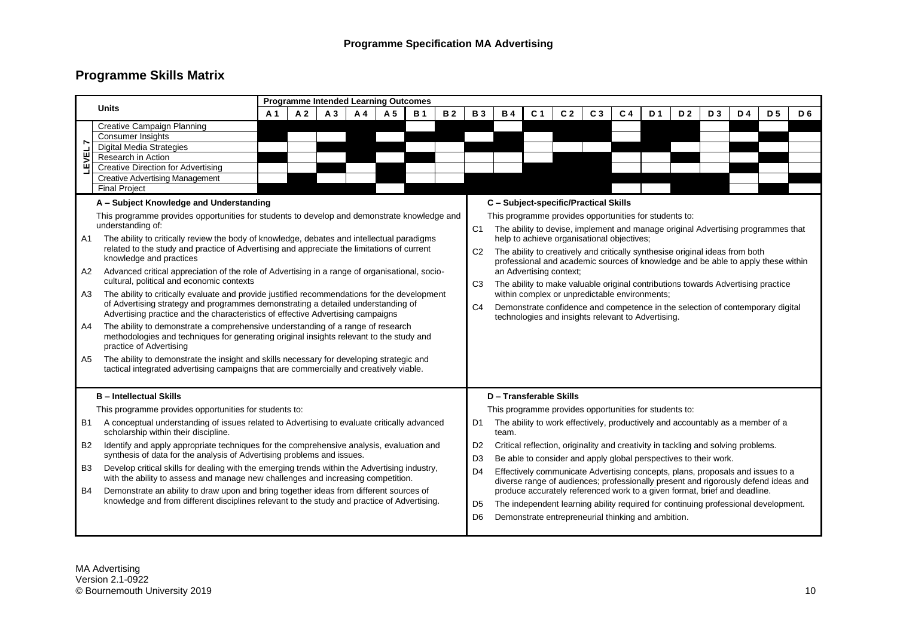## Programme Skills Matrix

| | Units | Programme Intended Learning Outcomes | | | | | | | | | | | | | | | | | | |
|---|---|---|---|---|---|---|---|---|---|---|---|---|---|---|---|---|---|---|---|---|
| | | A 1 | A 2 | A 3 | A 4 | A 5 | B 1 | B 2 | B 3 | B 4 | C 1 | C 2 | C 3 | C 4 | D 1 | D 2 | D 3 | D 4 | D 5 | D 6 |
| LEVEL 7 | Creative Campaign Planning | ■ | ■ | ■ | ■ | ■ | | ■ | ■ | | ■ | ■ | ■ | | ■ | ■ | | ■ | | ■ |
| | Consumer Insights | ■ | | | ■ | | ■ | ■ | | ■ | | ■ | ■ | | ■ | | | | ■ | |
| | Digital Media Strategies | | | ■ | ■ | ■ | | | ■ | ■ | | | | ■ | ■ | | | ■ | | |
| | Research in Action | ■ | | | ■ | | ■ | | | | | ■ | ■ | | | ■ | | | ■ | |
| | Creative Direction for Advertising | | | ■ | | ■ | | | | | ■ | ■ | ■ | | | | | ■ | | |
| | Creative Advertising Management | | ■ | | | ■ | | | ■ | ■ | ■ | ■ | ■ | ■ | ■ | ■ | ■ | | | ■ |
| | Final Project | ■ | ■ | ■ | ■ | | ■ | ■ | ■ | ■ | ■ | ■ | ■ | | | ■ | ■ | | ■ | |

### A – Subject Knowledge and Understanding

This programme provides opportunities for students to develop and demonstrate knowledge and understanding of:

- A1 The ability to critically review the body of knowledge, debates and intellectual paradigms related to the study and practice of Advertising and appreciate the limitations of current knowledge and practices
- A2 Advanced critical appreciation of the role of Advertising in a range of organisational, socio-cultural, political and economic contexts
- A3 The ability to critically evaluate and provide justified recommendations for the development of Advertising strategy and programmes demonstrating a detailed understanding of Advertising practice and the characteristics of effective Advertising campaigns
- A4 The ability to demonstrate a comprehensive understanding of a range of research methodologies and techniques for generating original insights relevant to the study and practice of Advertising
- A5 The ability to demonstrate the insight and skills necessary for developing strategic and tactical integrated advertising campaigns that are commercially and creatively viable.

### B – Intellectual Skills

This programme provides opportunities for students to:

- B1 A conceptual understanding of issues related to Advertising to evaluate critically advanced scholarship within their discipline.
- B2 Identify and apply appropriate techniques for the comprehensive analysis, evaluation and synthesis of data for the analysis of Advertising problems and issues.
- B3 Develop critical skills for dealing with the emerging trends within the Advertising industry, with the ability to assess and manage new challenges and increasing competition.
- B4 Demonstrate an ability to draw upon and bring together ideas from different sources of knowledge and from different disciplines relevant to the study and practice of Advertising.

### C – Subject-specific/Practical Skills

This programme provides opportunities for students to:

- C1 The ability to devise, implement and manage original Advertising programmes that help to achieve organisational objectives;
- C2 The ability to creatively and critically synthesise original ideas from both professional and academic sources of knowledge and be able to apply these within an Advertising context;
- C3 The ability to make valuable original contributions towards Advertising practice within complex or unpredictable environments;
- C4 Demonstrate confidence and competence in the selection of contemporary digital technologies and insights relevant to Advertising.

### D – Transferable Skills

This programme provides opportunities for students to:

- D1 The ability to work effectively, productively and accountably as a member of a team.
- D2 Critical reflection, originality and creativity in tackling and solving problems.
- D3 Be able to consider and apply global perspectives to their work.
- D4 Effectively communicate Advertising concepts, plans, proposals and issues to a diverse range of audiences; professionally present and rigorously defend ideas and produce accurately referenced work to a given format, brief and deadline.
- D5 The independent learning ability required for continuing professional development.
- D6 Demonstrate entrepreneurial thinking and ambition.